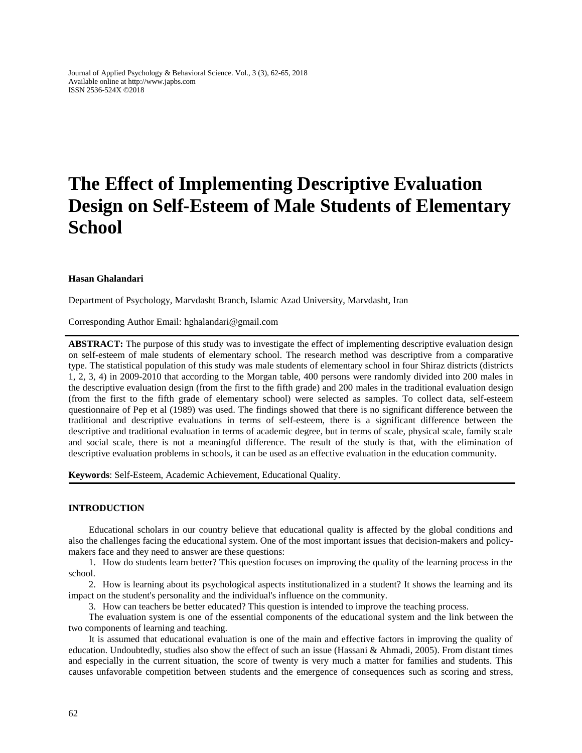# The Effect of Implementing Descriptive Evaluation Design on Self-Esteem of Male Students of Elementary School

**Hasan Ghalandari**

Department of Psychology, Marvdasht Branch, Islamic Azad University, Marvdasht, Iran

Corresponding Author Email: hghalandari@gmail.com

**ABSTRACT:** The purpose of this study was to investigate the effect of implementing descriptive evaluation design on self-esteem of male students of elementary school. The research method was descriptive from a comparative type. The statistical population of this study was male students of elementary school in four Shiraz districts (districts 1, 2, 3, 4) in 2009-2010 that according to the Morgan table, 400 persons were randomly divided into 200 males in the descriptive evaluation design (from the first to the fifth grade) and 200 males in the traditional evaluation design (from the first to the fifth grade of elementary school) were selected as samples. To collect data, self-esteem questionnaire of Pep et al (1989) was used. The findings showed that there is no significant difference between the traditional and descriptive evaluations in terms of self-esteem, there is a significant difference between the descriptive and traditional evaluation in terms of academic degree, but in terms of scale, physical scale, family scale and social scale, there is not a meaningful difference. The result of the study is that, with the elimination of descriptive evaluation problems in schools, it can be used as an effective evaluation in the education community.

**Keywords**: Self-Esteem, Academic Achievement, Educational Quality.

## INTRODUCTION

Educational scholars in our country believe that educational quality is affected by the global conditions and also the challenges facing the educational system. One of the most important issues that decision-makers and policy-makers face and they need to answer are these questions:

1. How do students learn better? This question focuses on improving the quality of the learning process in the school.
2. How is learning about its psychological aspects institutionalized in a student? It shows the learning and its impact on the student's personality and the individual's influence on the community.
3. How can teachers be better educated? This question is intended to improve the teaching process.

The evaluation system is one of the essential components of the educational system and the link between the two components of learning and teaching.

It is assumed that educational evaluation is one of the main and effective factors in improving the quality of education. Undoubtedly, studies also show the effect of such an issue (Hassani & Ahmadi, 2005). From distant times and especially in the current situation, the score of twenty is very much a matter for families and students. This causes unfavorable competition between students and the emergence of consequences such as scoring and stress,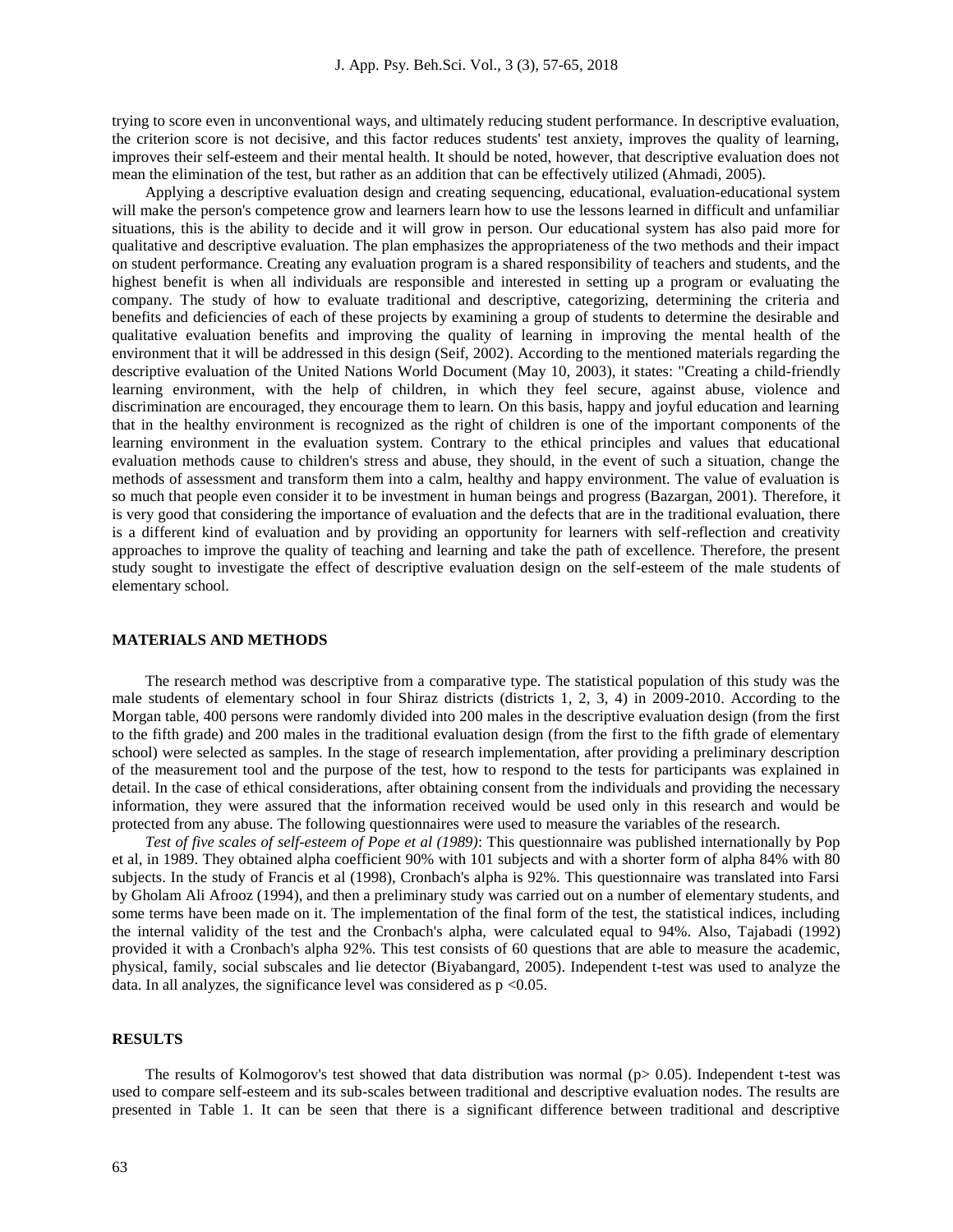trying to score even in unconventional ways, and ultimately reducing student performance. In descriptive evaluation, the criterion score is not decisive, and this factor reduces students' test anxiety, improves the quality of learning, improves their self-esteem and their mental health. It should be noted, however, that descriptive evaluation does not mean the elimination of the test, but rather as an addition that can be effectively utilized (Ahmadi, 2005).

Applying a descriptive evaluation design and creating sequencing, educational, evaluation-educational system will make the person's competence grow and learners learn how to use the lessons learned in difficult and unfamiliar situations, this is the ability to decide and it will grow in person. Our educational system has also paid more for qualitative and descriptive evaluation. The plan emphasizes the appropriateness of the two methods and their impact on student performance. Creating any evaluation program is a shared responsibility of teachers and students, and the highest benefit is when all individuals are responsible and interested in setting up a program or evaluating the company. The study of how to evaluate traditional and descriptive, categorizing, determining the criteria and benefits and deficiencies of each of these projects by examining a group of students to determine the desirable and qualitative evaluation benefits and improving the quality of learning in improving the mental health of the environment that it will be addressed in this design (Seif, 2002). According to the mentioned materials regarding the descriptive evaluation of the United Nations World Document (May 10, 2003), it states: "Creating a child-friendly learning environment, with the help of children, in which they feel secure, against abuse, violence and discrimination are encouraged, they encourage them to learn. On this basis, happy and joyful education and learning that in the healthy environment is recognized as the right of children is one of the important components of the learning environment in the evaluation system. Contrary to the ethical principles and values that educational evaluation methods cause to children's stress and abuse, they should, in the event of such a situation, change the methods of assessment and transform them into a calm, healthy and happy environment. The value of evaluation is so much that people even consider it to be investment in human beings and progress (Bazargan, 2001). Therefore, it is very good that considering the importance of evaluation and the defects that are in the traditional evaluation, there is a different kind of evaluation and by providing an opportunity for learners with self-reflection and creativity approaches to improve the quality of teaching and learning and take the path of excellence. Therefore, the present study sought to investigate the effect of descriptive evaluation design on the self-esteem of the male students of elementary school.

## MATERIALS AND METHODS

The research method was descriptive from a comparative type. The statistical population of this study was the male students of elementary school in four Shiraz districts (districts 1, 2, 3, 4) in 2009-2010. According to the Morgan table, 400 persons were randomly divided into 200 males in the descriptive evaluation design (from the first to the fifth grade) and 200 males in the traditional evaluation design (from the first to the fifth grade of elementary school) were selected as samples. In the stage of research implementation, after providing a preliminary description of the measurement tool and the purpose of the test, how to respond to the tests for participants was explained in detail. In the case of ethical considerations, after obtaining consent from the individuals and providing the necessary information, they were assured that the information received would be used only in this research and would be protected from any abuse. The following questionnaires were used to measure the variables of the research.

*Test of five scales of self-esteem of Pope et al (1989)*: This questionnaire was published internationally by Pop et al, in 1989. They obtained alpha coefficient 90% with 101 subjects and with a shorter form of alpha 84% with 80 subjects. In the study of Francis et al (1998), Cronbach's alpha is 92%. This questionnaire was translated into Farsi by Gholam Ali Afrooz (1994), and then a preliminary study was carried out on a number of elementary students, and some terms have been made on it. The implementation of the final form of the test, the statistical indices, including the internal validity of the test and the Cronbach's alpha, were calculated equal to 94%. Also, Tajabadi (1992) provided it with a Cronbach's alpha 92%. This test consists of 60 questions that are able to measure the academic, physical, family, social subscales and lie detector (Biyabangard, 2005). Independent t-test was used to analyze the data. In all analyzes, the significance level was considered as $p < 0.05$.

## RESULTS

The results of Kolmogorov's test showed that data distribution was normal ($p > 0.05$). Independent t-test was used to compare self-esteem and its sub-scales between traditional and descriptive evaluation nodes. The results are presented in Table 1. It can be seen that there is a significant difference between traditional and descriptive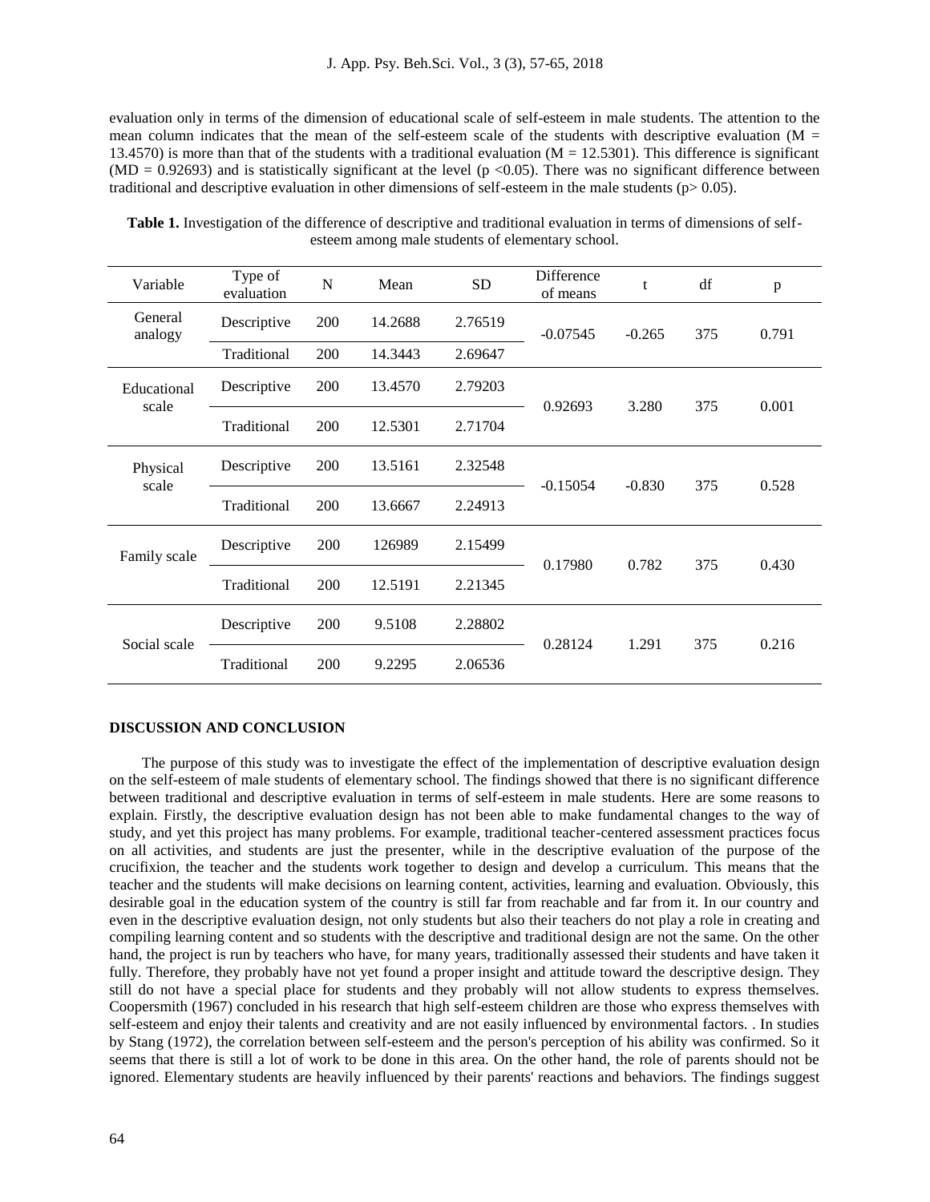evaluation only in terms of the dimension of educational scale of self-esteem in male students. The attention to the mean column indicates that the mean of the self-esteem scale of the students with descriptive evaluation (M = 13.4570) is more than that of the students with a traditional evaluation (M = 12.5301). This difference is significant (MD = 0.92693) and is statistically significant at the level ($p < 0.05$). There was no significant difference between traditional and descriptive evaluation in other dimensions of self-esteem in the male students ($p > 0.05$).

**Table 1.** Investigation of the difference of descriptive and traditional evaluation in terms of dimensions of self-esteem among male students of elementary school.

| Variable | Type of evaluation | N | Mean | SD | Difference of means | t | df | p |
|---|---|---|---|---|---|---|---|---|
| General analogy | Descriptive | 200 | 14.2688 | 2.76519 | -0.07545 | -0.265 | 375 | 0.791 |
| | Traditional | 200 | 14.3443 | 2.69647 | | | | |
| Educational scale | Descriptive | 200 | 13.4570 | 2.79203 | 0.92693 | 3.280 | 375 | 0.001 |
| | Traditional | 200 | 12.5301 | 2.71704 | | | | |
| Physical scale | Descriptive | 200 | 13.5161 | 2.32548 | -0.15054 | -0.830 | 375 | 0.528 |
| | Traditional | 200 | 13.6667 | 2.24913 | | | | |
| Family scale | Descriptive | 200 | 126989 | 2.15499 | 0.17980 | 0.782 | 375 | 0.430 |
| | Traditional | 200 | 12.5191 | 2.21345 | | | | |
| Social scale | Descriptive | 200 | 9.5108 | 2.28802 | 0.28124 | 1.291 | 375 | 0.216 |
| | Traditional | 200 | 9.2295 | 2.06536 | | | | |

## DISCUSSION AND CONCLUSION

The purpose of this study was to investigate the effect of the implementation of descriptive evaluation design on the self-esteem of male students of elementary school. The findings showed that there is no significant difference between traditional and descriptive evaluation in terms of self-esteem in male students. Here are some reasons to explain. Firstly, the descriptive evaluation design has not been able to make fundamental changes to the way of study, and yet this project has many problems. For example, traditional teacher-centered assessment practices focus on all activities, and students are just the presenter, while in the descriptive evaluation of the purpose of the crucifixion, the teacher and the students work together to design and develop a curriculum. This means that the teacher and the students will make decisions on learning content, activities, learning and evaluation. Obviously, this desirable goal in the education system of the country is still far from reachable and far from it. In our country and even in the descriptive evaluation design, not only students but also their teachers do not play a role in creating and compiling learning content and so students with the descriptive and traditional design are not the same. On the other hand, the project is run by teachers who have, for many years, traditionally assessed their students and have taken it fully. Therefore, they probably have not yet found a proper insight and attitude toward the descriptive design. They still do not have a special place for students and they probably will not allow students to express themselves. Coopersmith (1967) concluded in his research that high self-esteem children are those who express themselves with self-esteem and enjoy their talents and creativity and are not easily influenced by environmental factors. . In studies by Stang (1972), the correlation between self-esteem and the person's perception of his ability was confirmed. So it seems that there is still a lot of work to be done in this area. On the other hand, the role of parents should not be ignored. Elementary students are heavily influenced by their parents' reactions and behaviors. The findings suggest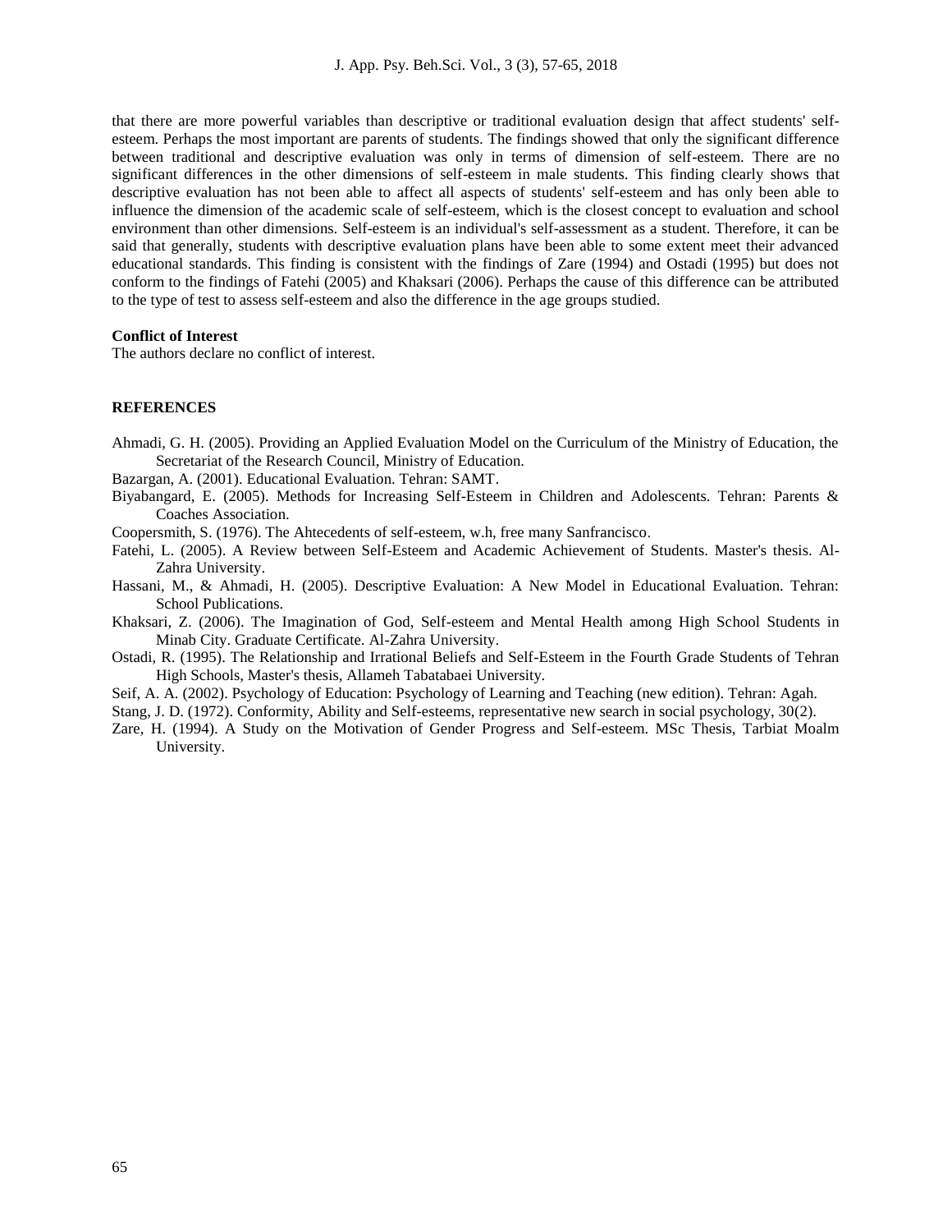that there are more powerful variables than descriptive or traditional evaluation design that affect students' self-esteem. Perhaps the most important are parents of students. The findings showed that only the significant difference between traditional and descriptive evaluation was only in terms of dimension of self-esteem. There are no significant differences in the other dimensions of self-esteem in male students. This finding clearly shows that descriptive evaluation has not been able to affect all aspects of students' self-esteem and has only been able to influence the dimension of the academic scale of self-esteem, which is the closest concept to evaluation and school environment than other dimensions. Self-esteem is an individual's self-assessment as a student. Therefore, it can be said that generally, students with descriptive evaluation plans have been able to some extent meet their advanced educational standards. This finding is consistent with the findings of Zare (1994) and Ostadi (1995) but does not conform to the findings of Fatehi (2005) and Khaksari (2006). Perhaps the cause of this difference can be attributed to the type of test to assess self-esteem and also the difference in the age groups studied.

**Conflict of Interest**

The authors declare no conflict of interest.

**REFERENCES**

Ahmadi, G. H. (2005). Providing an Applied Evaluation Model on the Curriculum of the Ministry of Education, the Secretariat of the Research Council, Ministry of Education.

Bazargan, A. (2001). Educational Evaluation. Tehran: SAMT.

Biyabangard, E. (2005). Methods for Increasing Self-Esteem in Children and Adolescents. Tehran: Parents & Coaches Association.

Coopersmith, S. (1976). The Ahtecedents of self-esteem, w.h, free many Sanfrancisco.

Fatehi, L. (2005). A Review between Self-Esteem and Academic Achievement of Students. Master's thesis. Al-Zahra University.

Hassani, M., & Ahmadi, H. (2005). Descriptive Evaluation: A New Model in Educational Evaluation. Tehran: School Publications.

Khaksari, Z. (2006). The Imagination of God, Self-esteem and Mental Health among High School Students in Minab City. Graduate Certificate. Al-Zahra University.

Ostadi, R. (1995). The Relationship and Irrational Beliefs and Self-Esteem in the Fourth Grade Students of Tehran High Schools, Master's thesis, Allameh Tabatabaei University.

Seif, A. A. (2002). Psychology of Education: Psychology of Learning and Teaching (new edition). Tehran: Agah.

Stang, J. D. (1972). Conformity, Ability and Self-esteems, representative new search in social psychology, 30(2).

Zare, H. (1994). A Study on the Motivation of Gender Progress and Self-esteem. MSc Thesis, Tarbiat Moalm University.